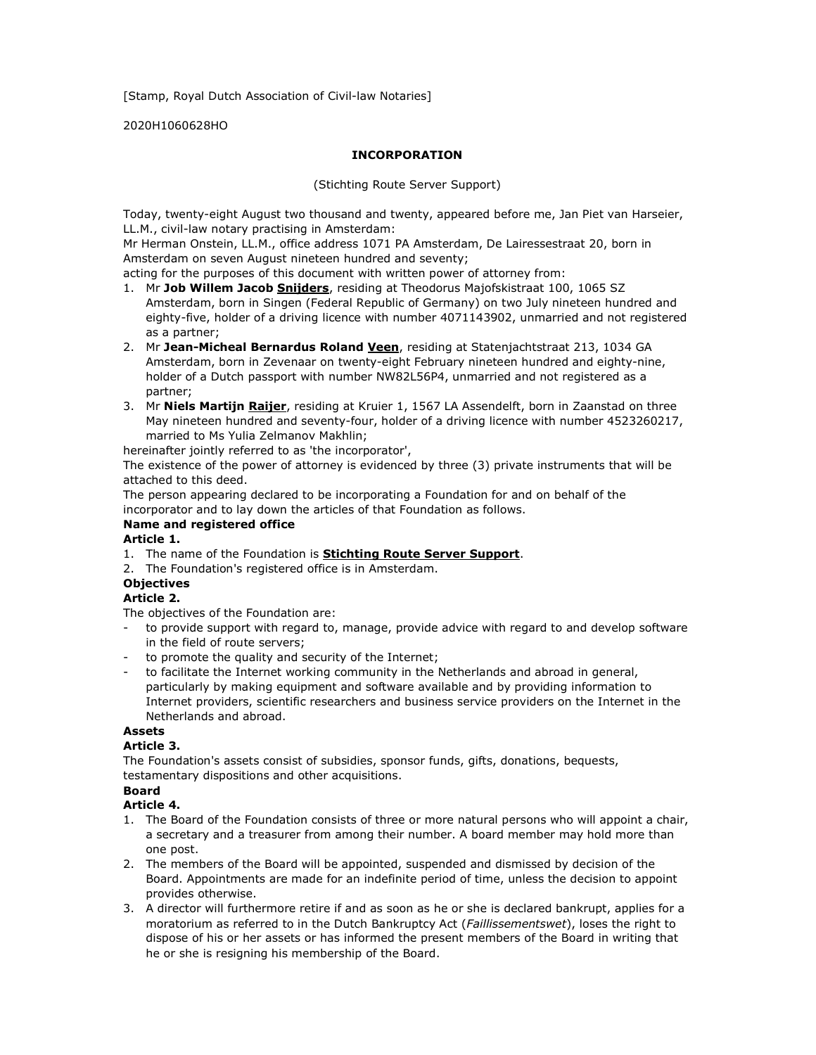[Stamp, Royal Dutch Association of Civil-law Notaries]

2020H1060628HO

**INCORPORATION**

(Stichting Route Server Support)

Today, twenty-eight August two thousand and twenty, appeared before me, Jan Piet van Harseier, LL.M., civil-law notary practising in Amsterdam:
Mr Herman Onstein, LL.M., office address 1071 PA Amsterdam, De Lairessestraat 20, born in Amsterdam on seven August nineteen hundred and seventy;
acting for the purposes of this document with written power of attorney from:

1. Mr **Job Willem Jacob Snijders**, residing at Theodorus Majofskistraat 100, 1065 SZ Amsterdam, born in Singen (Federal Republic of Germany) on two July nineteen hundred and eighty-five, holder of a driving licence with number 4071143902, unmarried and not registered as a partner;
2. Mr **Jean-Micheal Bernardus Roland Veen**, residing at Statenjachtstraat 213, 1034 GA Amsterdam, born in Zevenaar on twenty-eight February nineteen hundred and eighty-nine, holder of a Dutch passport with number NW82L56P4, unmarried and not registered as a partner;
3. Mr **Niels Martijn Raijer**, residing at Kruier 1, 1567 LA Assendelft, born in Zaanstad on three May nineteen hundred and seventy-four, holder of a driving licence with number 4523260217, married to Ms Yulia Zelmanov Makhlin;

hereinafter jointly referred to as 'the incorporator',
The existence of the power of attorney is evidenced by three (3) private instruments that will be attached to this deed.
The person appearing declared to be incorporating a Foundation for and on behalf of the incorporator and to lay down the articles of that Foundation as follows.

**Name and registered office**

**Article 1.**

1. The name of the Foundation is **Stichting Route Server Support**.
2. The Foundation's registered office is in Amsterdam.

**Objectives**

**Article 2.**

The objectives of the Foundation are:

- to provide support with regard to, manage, provide advice with regard to and develop software in the field of route servers;
- to promote the quality and security of the Internet;
- to facilitate the Internet working community in the Netherlands and abroad in general, particularly by making equipment and software available and by providing information to Internet providers, scientific researchers and business service providers on the Internet in the Netherlands and abroad.

**Assets**

**Article 3.**

The Foundation's assets consist of subsidies, sponsor funds, gifts, donations, bequests, testamentary dispositions and other acquisitions.

**Board**

**Article 4.**

1. The Board of the Foundation consists of three or more natural persons who will appoint a chair, a secretary and a treasurer from among their number. A board member may hold more than one post.
2. The members of the Board will be appointed, suspended and dismissed by decision of the Board. Appointments are made for an indefinite period of time, unless the decision to appoint provides otherwise.
3. A director will furthermore retire if and as soon as he or she is declared bankrupt, applies for a moratorium as referred to in the Dutch Bankruptcy Act (*Faillissementswet*), loses the right to dispose of his or her assets or has informed the present members of the Board in writing that he or she is resigning his membership of the Board.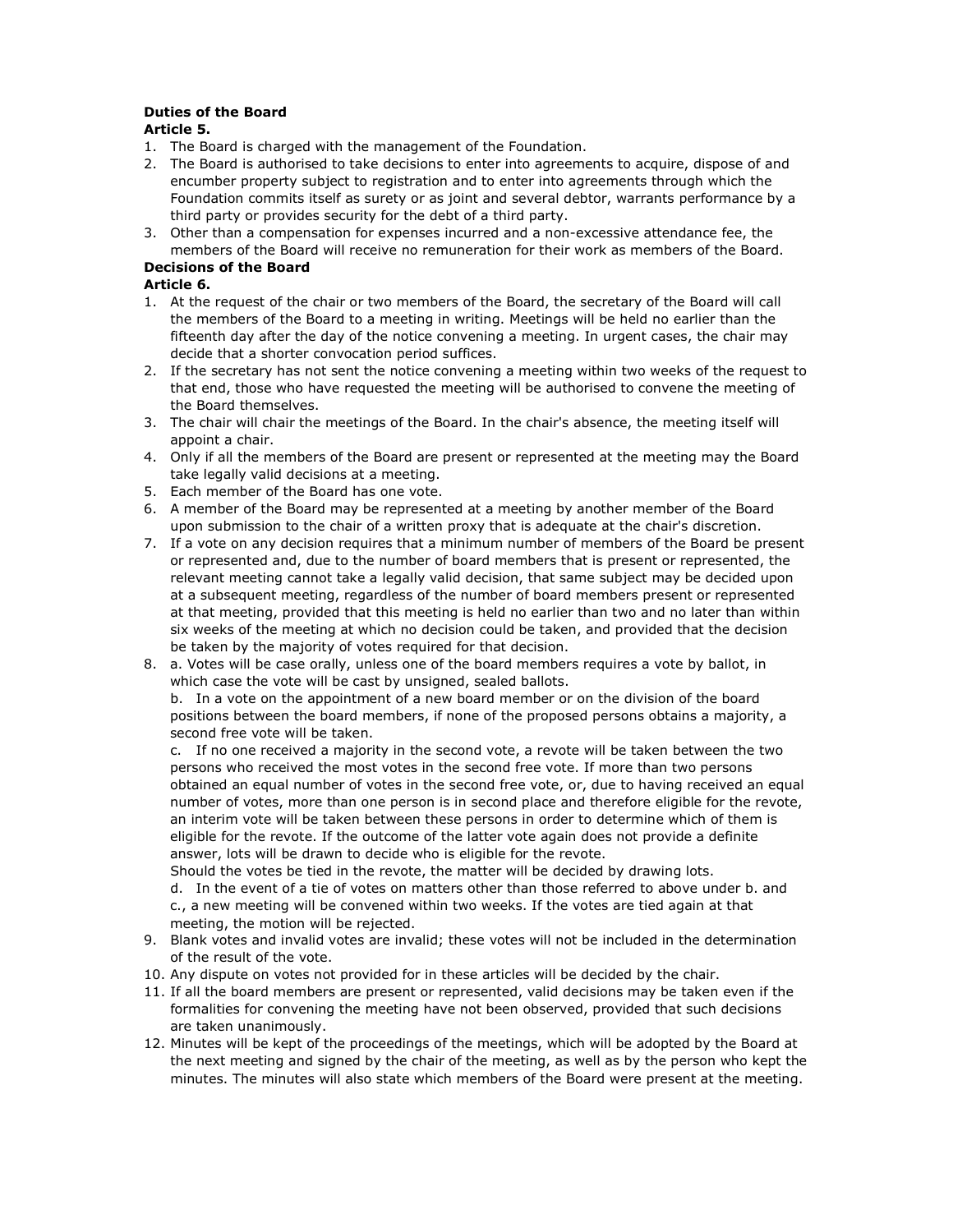**Duties of the Board**

**Article 5.**

1. The Board is charged with the management of the Foundation.
2. The Board is authorised to take decisions to enter into agreements to acquire, dispose of and encumber property subject to registration and to enter into agreements through which the Foundation commits itself as surety or as joint and several debtor, warrants performance by a third party or provides security for the debt of a third party.
3. Other than a compensation for expenses incurred and a non-excessive attendance fee, the members of the Board will receive no remuneration for their work as members of the Board.

**Decisions of the Board**

**Article 6.**

1. At the request of the chair or two members of the Board, the secretary of the Board will call the members of the Board to a meeting in writing. Meetings will be held no earlier than the fifteenth day after the day of the notice convening a meeting. In urgent cases, the chair may decide that a shorter convocation period suffices.
2. If the secretary has not sent the notice convening a meeting within two weeks of the request to that end, those who have requested the meeting will be authorised to convene the meeting of the Board themselves.
3. The chair will chair the meetings of the Board. In the chair's absence, the meeting itself will appoint a chair.
4. Only if all the members of the Board are present or represented at the meeting may the Board take legally valid decisions at a meeting.
5. Each member of the Board has one vote.
6. A member of the Board may be represented at a meeting by another member of the Board upon submission to the chair of a written proxy that is adequate at the chair's discretion.
7. If a vote on any decision requires that a minimum number of members of the Board be present or represented and, due to the number of board members that is present or represented, the relevant meeting cannot take a legally valid decision, that same subject may be decided upon at a subsequent meeting, regardless of the number of board members present or represented at that meeting, provided that this meeting is held no earlier than two and no later than within six weeks of the meeting at which no decision could be taken, and provided that the decision be taken by the majority of votes required for that decision.
8. a. Votes will be case orally, unless one of the board members requires a vote by ballot, in which case the vote will be cast by unsigned, sealed ballots.

   b. In a vote on the appointment of a new board member or on the division of the board positions between the board members, if none of the proposed persons obtains a majority, a second free vote will be taken.

   c. If no one received a majority in the second vote, a revote will be taken between the two persons who received the most votes in the second free vote. If more than two persons obtained an equal number of votes in the second free vote, or, due to having received an equal number of votes, more than one person is in second place and therefore eligible for the revote, an interim vote will be taken between these persons in order to determine which of them is eligible for the revote. If the outcome of the latter vote again does not provide a definite answer, lots will be drawn to decide who is eligible for the revote.

   Should the votes be tied in the revote, the matter will be decided by drawing lots.

   d. In the event of a tie of votes on matters other than those referred to above under b. and c., a new meeting will be convened within two weeks. If the votes are tied again at that meeting, the motion will be rejected.
9. Blank votes and invalid votes are invalid; these votes will not be included in the determination of the result of the vote.
10. Any dispute on votes not provided for in these articles will be decided by the chair.
11. If all the board members are present or represented, valid decisions may be taken even if the formalities for convening the meeting have not been observed, provided that such decisions are taken unanimously.
12. Minutes will be kept of the proceedings of the meetings, which will be adopted by the Board at the next meeting and signed by the chair of the meeting, as well as by the person who kept the minutes. The minutes will also state which members of the Board were present at the meeting.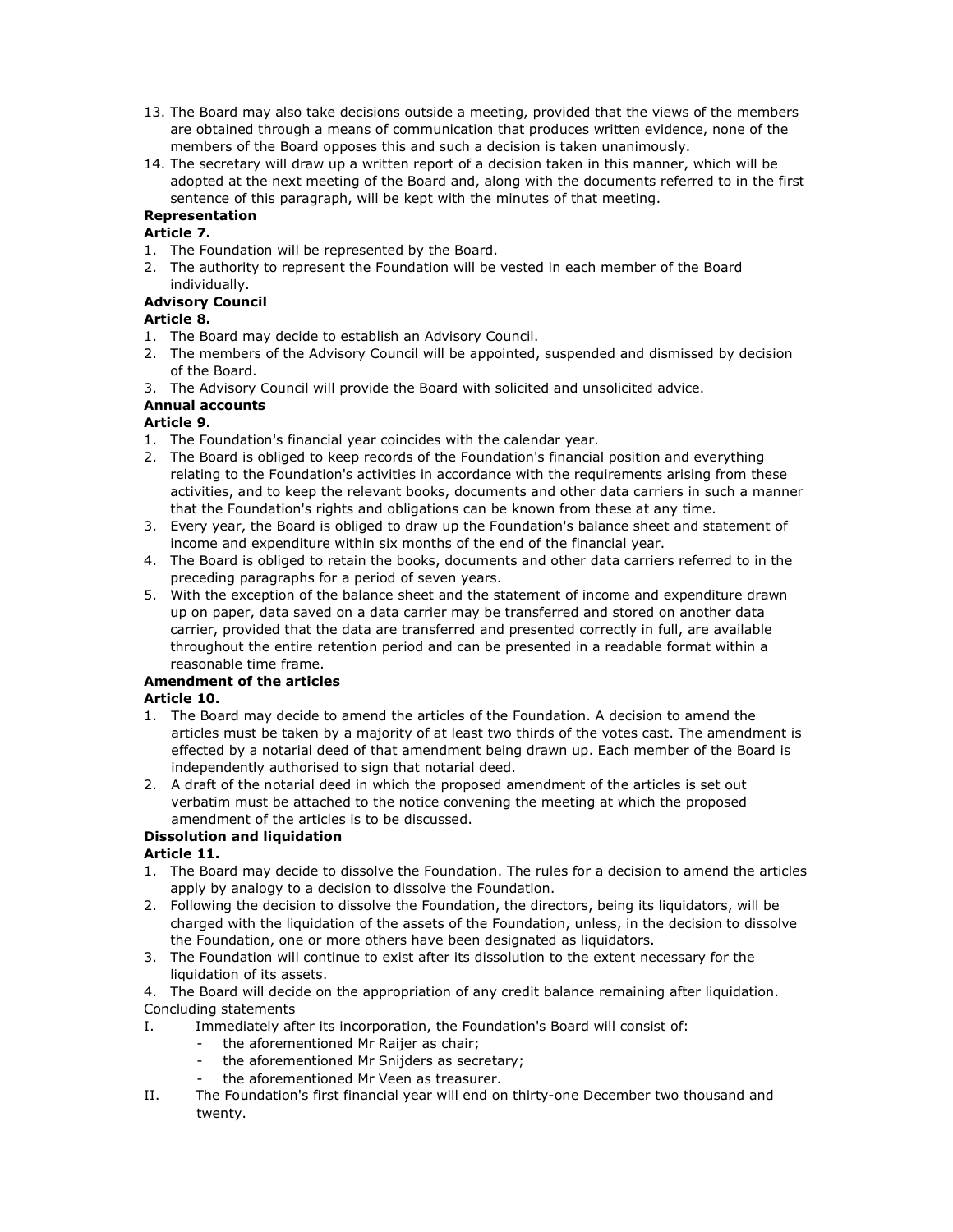13. The Board may also take decisions outside a meeting, provided that the views of the members are obtained through a means of communication that produces written evidence, none of the members of the Board opposes this and such a decision is taken unanimously.
14. The secretary will draw up a written report of a decision taken in this manner, which will be adopted at the next meeting of the Board and, along with the documents referred to in the first sentence of this paragraph, will be kept with the minutes of that meeting.

**Representation**

**Article 7.**

1. The Foundation will be represented by the Board.
2. The authority to represent the Foundation will be vested in each member of the Board individually.

**Advisory Council**

**Article 8.**

1. The Board may decide to establish an Advisory Council.
2. The members of the Advisory Council will be appointed, suspended and dismissed by decision of the Board.
3. The Advisory Council will provide the Board with solicited and unsolicited advice.

**Annual accounts**

**Article 9.**

1. The Foundation's financial year coincides with the calendar year.
2. The Board is obliged to keep records of the Foundation's financial position and everything relating to the Foundation's activities in accordance with the requirements arising from these activities, and to keep the relevant books, documents and other data carriers in such a manner that the Foundation's rights and obligations can be known from these at any time.
3. Every year, the Board is obliged to draw up the Foundation's balance sheet and statement of income and expenditure within six months of the end of the financial year.
4. The Board is obliged to retain the books, documents and other data carriers referred to in the preceding paragraphs for a period of seven years.
5. With the exception of the balance sheet and the statement of income and expenditure drawn up on paper, data saved on a data carrier may be transferred and stored on another data carrier, provided that the data are transferred and presented correctly in full, are available throughout the entire retention period and can be presented in a readable format within a reasonable time frame.

**Amendment of the articles**

**Article 10.**

1. The Board may decide to amend the articles of the Foundation. A decision to amend the articles must be taken by a majority of at least two thirds of the votes cast. The amendment is effected by a notarial deed of that amendment being drawn up. Each member of the Board is independently authorised to sign that notarial deed.
2. A draft of the notarial deed in which the proposed amendment of the articles is set out verbatim must be attached to the notice convening the meeting at which the proposed amendment of the articles is to be discussed.

**Dissolution and liquidation**

**Article 11.**

1. The Board may decide to dissolve the Foundation. The rules for a decision to amend the articles apply by analogy to a decision to dissolve the Foundation.
2. Following the decision to dissolve the Foundation, the directors, being its liquidators, will be charged with the liquidation of the assets of the Foundation, unless, in the decision to dissolve the Foundation, one or more others have been designated as liquidators.
3. The Foundation will continue to exist after its dissolution to the extent necessary for the liquidation of its assets.
4. The Board will decide on the appropriation of any credit balance remaining after liquidation.

Concluding statements

I. Immediately after its incorporation, the Foundation's Board will consist of:
   - the aforementioned Mr Raijer as chair;
   - the aforementioned Mr Snijders as secretary;
   - the aforementioned Mr Veen as treasurer.

II. The Foundation's first financial year will end on thirty-one December two thousand and twenty.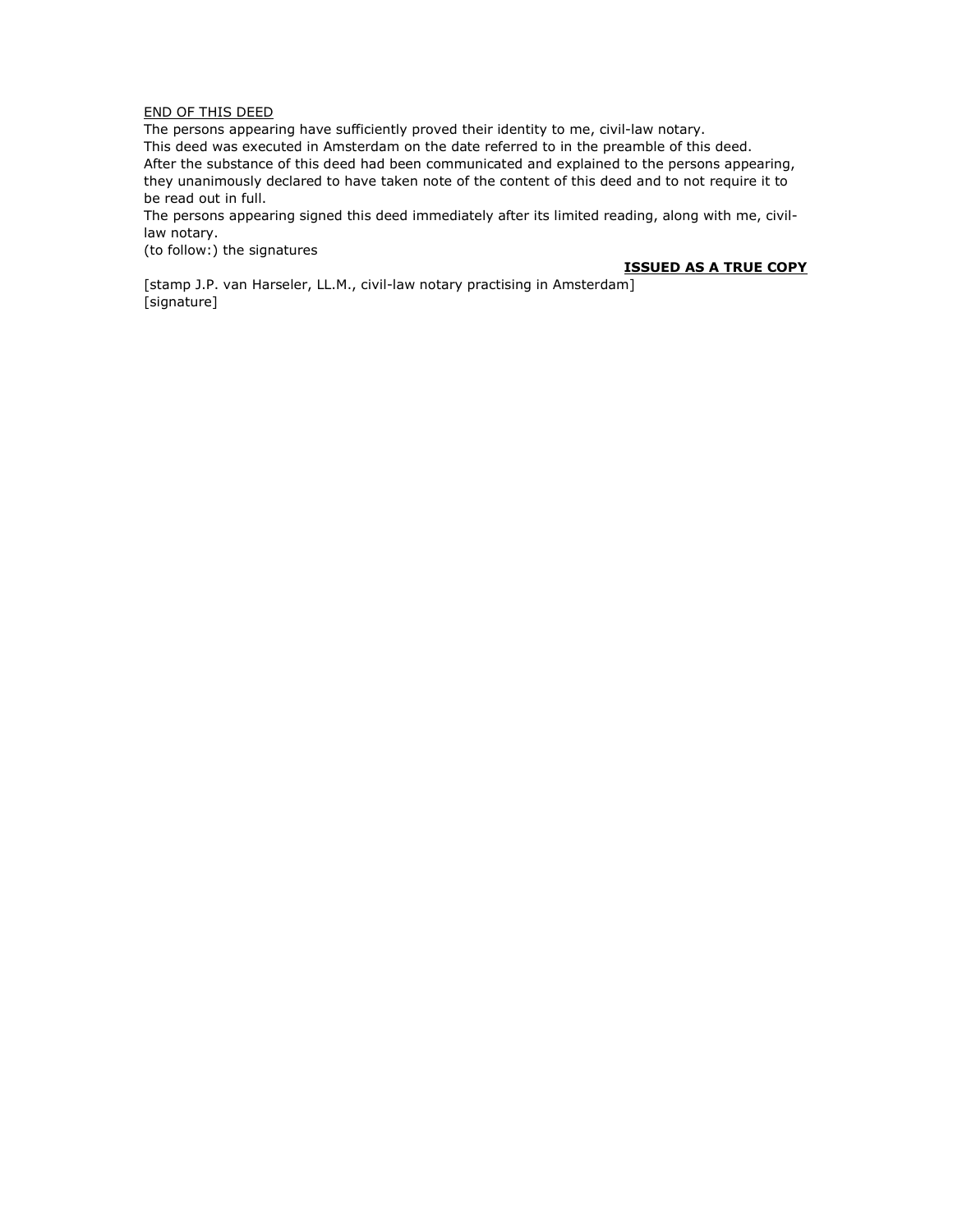<u>END OF THIS DEED</u>

The persons appearing have sufficiently proved their identity to me, civil-law notary.
This deed was executed in Amsterdam on the date referred to in the preamble of this deed.
After the substance of this deed had been communicated and explained to the persons appearing, they unanimously declared to have taken note of the content of this deed and to not require it to be read out in full.
The persons appearing signed this deed immediately after its limited reading, along with me, civil-law notary.
(to follow:) the signatures

**<u>ISSUED AS A TRUE COPY</u>**

[stamp J.P. van Harseler, LL.M., civil-law notary practising in Amsterdam]
[signature]